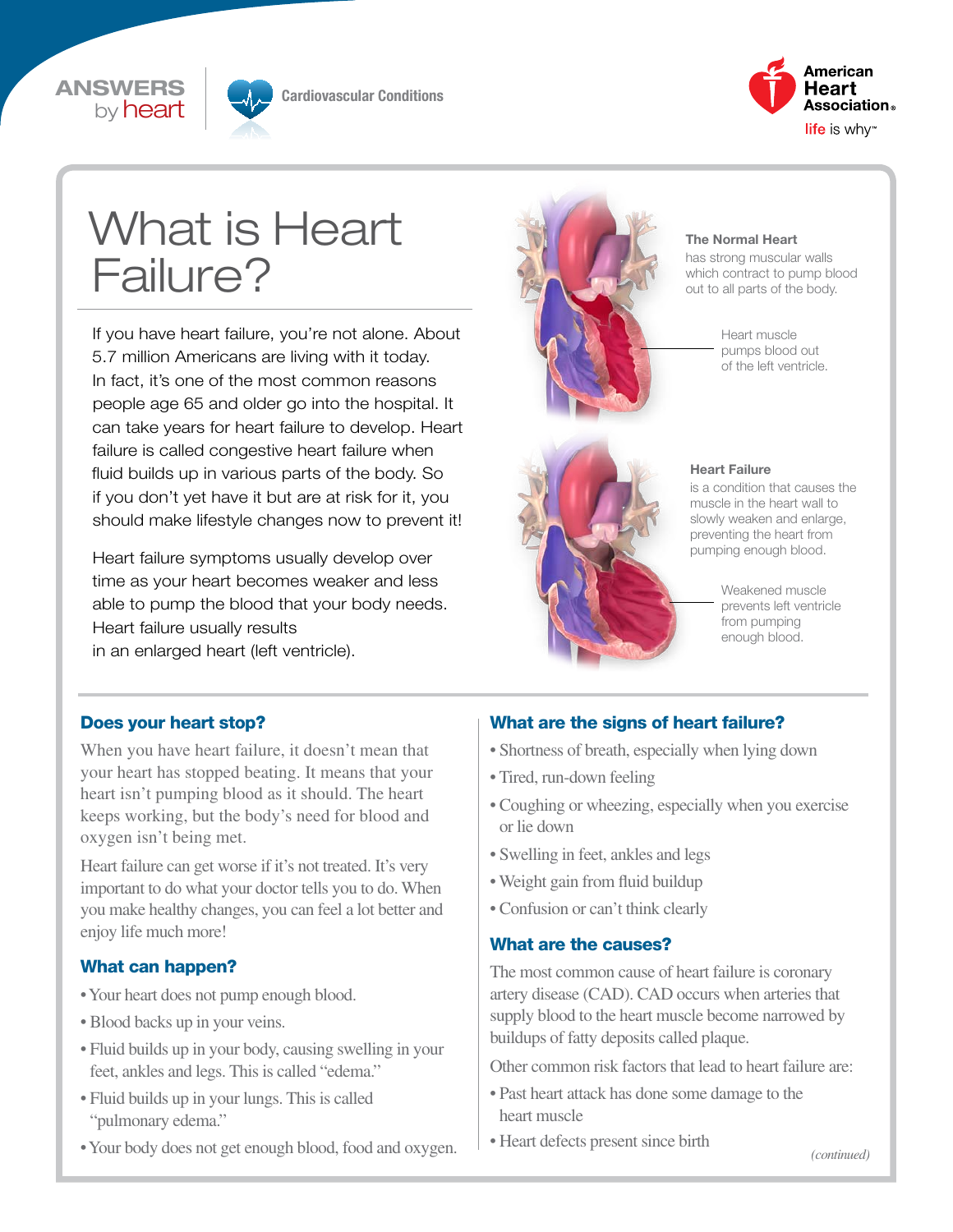ANSWERS by heart

Cardiovascular Conditions

American Heart Association. life is why™

# What is Heart Failure?

If you have heart failure, you're not alone. About 5.7 million Americans are living with it today. In fact, it's one of the most common reasons people age 65 and older go into the hospital. It can take years for heart failure to develop. Heart failure is called congestive heart failure when fluid builds up in various parts of the body. So if you don't yet have it but are at risk for it, you should make lifestyle changes now to prevent it!

Heart failure symptoms usually develop over time as your heart becomes weaker and less able to pump the blood that your body needs. Heart failure usually results in an enlarged heart (left ventricle).

**The Normal Heart** has strong muscular walls which contract to pump blood out to all parts of the body.

Heart muscle pumps blood out of the left ventricle.

**Heart Failure** is a condition that causes the muscle in the heart wall to slowly weaken and enlarge, preventing the heart from pumping enough blood.

Weakened muscle prevents left ventricle from pumping enough blood.

## Does your heart stop?

When you have heart failure, it doesn't mean that your heart has stopped beating. It means that your heart isn't pumping blood as it should. The heart keeps working, but the body's need for blood and oxygen isn't being met.

Heart failure can get worse if it's not treated. It's very important to do what your doctor tells you to do. When you make healthy changes, you can feel a lot better and enjoy life much more!

## What can happen?

- Your heart does not pump enough blood.
- Blood backs up in your veins.
- Fluid builds up in your body, causing swelling in your feet, ankles and legs. This is called "edema."
- Fluid builds up in your lungs. This is called "pulmonary edema."
- Your body does not get enough blood, food and oxygen.

## What are the signs of heart failure?

- Shortness of breath, especially when lying down
- Tired, run-down feeling
- Coughing or wheezing, especially when you exercise or lie down
- Swelling in feet, ankles and legs
- Weight gain from fluid buildup
- Confusion or can't think clearly

## What are the causes?

The most common cause of heart failure is coronary artery disease (CAD). CAD occurs when arteries that supply blood to the heart muscle become narrowed by buildups of fatty deposits called plaque.

Other common risk factors that lead to heart failure are:

- Past heart attack has done some damage to the heart muscle
- Heart defects present since birth

*(continued)*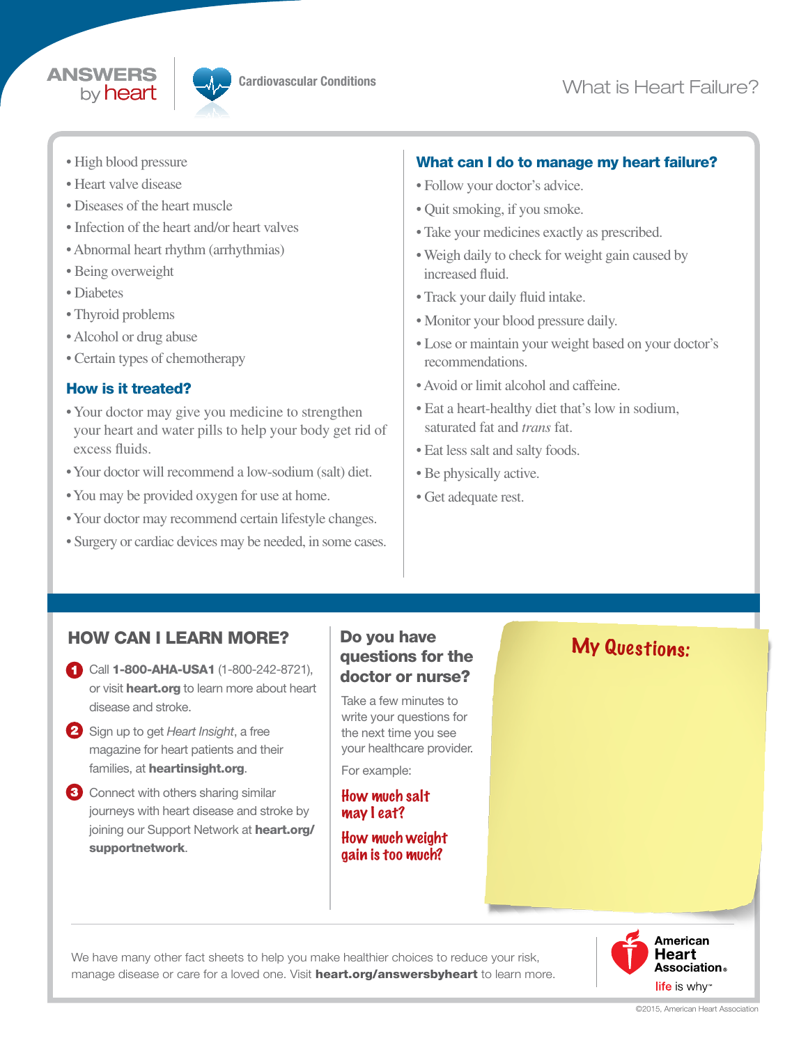- High blood pressure
- Heart valve disease
- Diseases of the heart muscle
- Infection of the heart and/or heart valves
- Abnormal heart rhythm (arrhythmias)
- Being overweight
- Diabetes
- Thyroid problems
- Alcohol or drug abuse
- Certain types of chemotherapy

## How is it treated?

- Your doctor may give you medicine to strengthen your heart and water pills to help your body get rid of excess fluids.
- Your doctor will recommend a low-sodium (salt) diet.
- You may be provided oxygen for use at home.
- Your doctor may recommend certain lifestyle changes.
- Surgery or cardiac devices may be needed, in some cases.

## What can I do to manage my heart failure?

- Follow your doctor's advice.
- Quit smoking, if you smoke.
- Take your medicines exactly as prescribed.
- Weigh daily to check for weight gain caused by increased fluid.
- Track your daily fluid intake.
- Monitor your blood pressure daily.
- Lose or maintain your weight based on your doctor's recommendations.
- Avoid or limit alcohol and caffeine.
- Eat a heart-healthy diet that's low in sodium, saturated fat and *trans* fat.
- Eat less salt and salty foods.
- Be physically active.
- Get adequate rest.

## HOW CAN I LEARN MORE?

1. Call **1-800-AHA-USA1** (1-800-242-8721), or visit **heart.org** to learn more about heart disease and stroke.
2. Sign up to get *Heart Insight*, a free magazine for heart patients and their families, at **heartinsight.org**.
3. Connect with others sharing similar journeys with heart disease and stroke by joining our Support Network at **heart.org/supportnetwork**.

## Do you have questions for the doctor or nurse?

Take a few minutes to write your questions for the next time you see your healthcare provider.

For example:

How much salt may I eat?

How much weight gain is too much?

**My Questions:**

We have many other fact sheets to help you make healthier choices to reduce your risk, manage disease or care for a loved one. Visit **heart.org/answersbyheart** to learn more.

American Heart Association® life is why™

©2015, American Heart Association